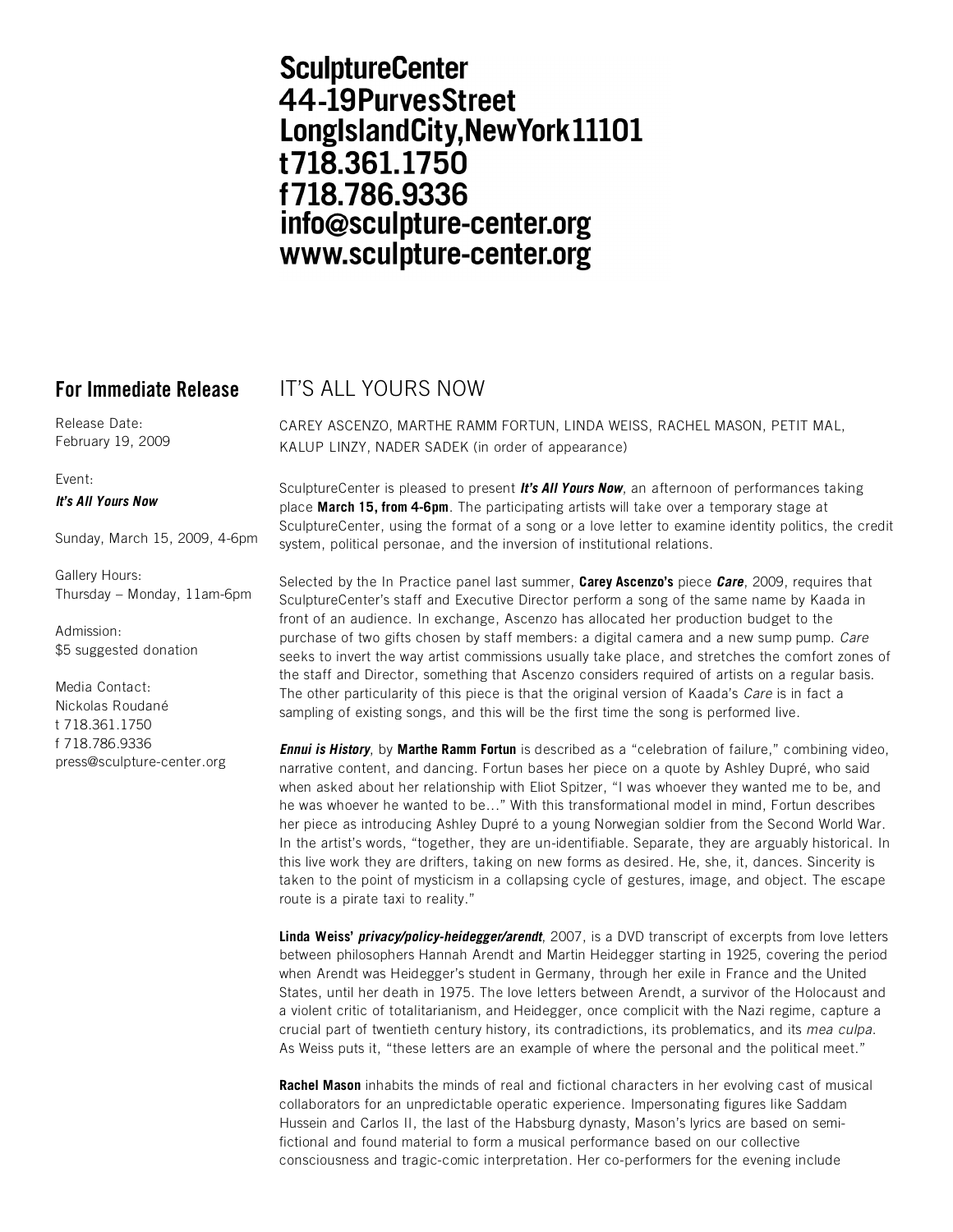**SculptureCenter**
**44-19PurvesStreet**
**LongIslandCity,NewYork11101**
**t718.361.1750**
**f718.786.9336**
**info@sculpture-center.org**
**www.sculpture-center.org**

## For Immediate Release

Release Date:
February 19, 2009

Event:
***It's All Yours Now***

Sunday, March 15, 2009, 4-6pm

Gallery Hours:
Thursday – Monday, 11am-6pm

Admission:
$5 suggested donation

Media Contact:
Nickolas Roudané
t 718.361.1750
f 718.786.9336
press@sculpture-center.org

# IT'S ALL YOURS NOW

CAREY ASCENZO, MARTHE RAMM FORTUN, LINDA WEISS, RACHEL MASON, PETIT MAL, KALUP LINZY, NADER SADEK (in order of appearance)

SculptureCenter is pleased to present ***It's All Yours Now***, an afternoon of performances taking place **March 15, from 4-6pm**. The participating artists will take over a temporary stage at SculptureCenter, using the format of a song or a love letter to examine identity politics, the credit system, political personae, and the inversion of institutional relations.

Selected by the In Practice panel last summer, **Carey Ascenzo's** piece ***Care***, 2009, requires that SculptureCenter's staff and Executive Director perform a song of the same name by Kaada in front of an audience. In exchange, Ascenzo has allocated her production budget to the purchase of two gifts chosen by staff members: a digital camera and a new sump pump. *Care* seeks to invert the way artist commissions usually take place, and stretches the comfort zones of the staff and Director, something that Ascenzo considers required of artists on a regular basis. The other particularity of this piece is that the original version of Kaada's *Care* is in fact a sampling of existing songs, and this will be the first time the song is performed live.

***Ennui is History***, by **Marthe Ramm Fortun** is described as a "celebration of failure," combining video, narrative content, and dancing. Fortun bases her piece on a quote by Ashley Dupré, who said when asked about her relationship with Eliot Spitzer, "I was whoever they wanted me to be, and he was whoever he wanted to be…" With this transformational model in mind, Fortun describes her piece as introducing Ashley Dupré to a young Norwegian soldier from the Second World War. In the artist's words, "together, they are un-identifiable. Separate, they are arguably historical. In this live work they are drifters, taking on new forms as desired. He, she, it, dances. Sincerity is taken to the point of mysticism in a collapsing cycle of gestures, image, and object. The escape route is a pirate taxi to reality."

**Linda Weiss'** ***privacy/policy-heidegger/arendt***, 2007, is a DVD transcript of excerpts from love letters between philosophers Hannah Arendt and Martin Heidegger starting in 1925, covering the period when Arendt was Heidegger's student in Germany, through her exile in France and the United States, until her death in 1975. The love letters between Arendt, a survivor of the Holocaust and a violent critic of totalitarianism, and Heidegger, once complicit with the Nazi regime, capture a crucial part of twentieth century history, its contradictions, its problematics, and its *mea culpa*. As Weiss puts it, "these letters are an example of where the personal and the political meet."

**Rachel Mason** inhabits the minds of real and fictional characters in her evolving cast of musical collaborators for an unpredictable operatic experience. Impersonating figures like Saddam Hussein and Carlos II, the last of the Habsburg dynasty, Mason's lyrics are based on semi-fictional and found material to form a musical performance based on our collective consciousness and tragic-comic interpretation. Her co-performers for the evening include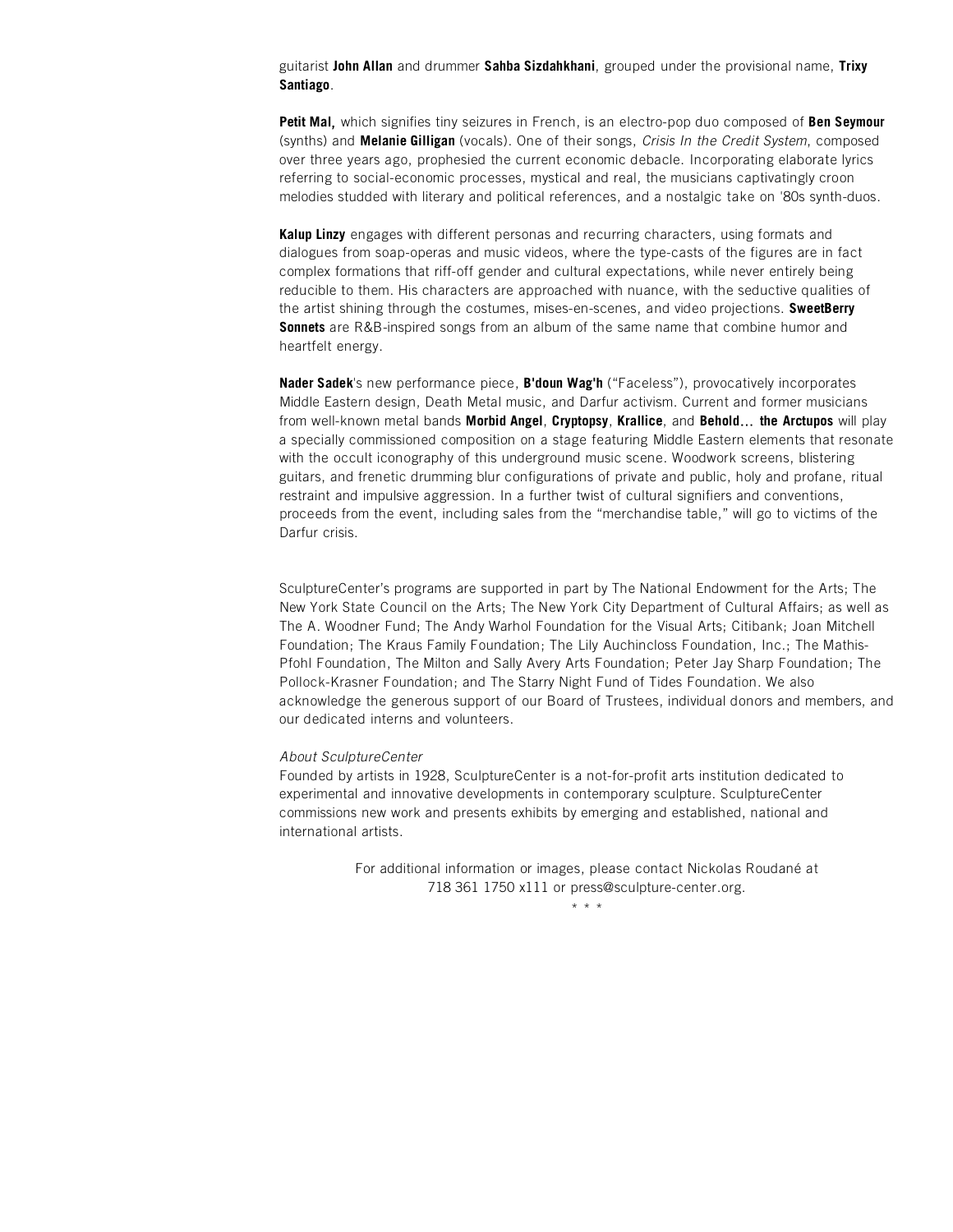guitarist **John Allan** and drummer **Sahba Sizdahkhani**, grouped under the provisional name, **Trixy Santiago**.

**Petit Mal,** which signifies tiny seizures in French, is an electro-pop duo composed of **Ben Seymour** (synths) and **Melanie Gilligan** (vocals). One of their songs, *Crisis In the Credit System*, composed over three years ago, prophesied the current economic debacle. Incorporating elaborate lyrics referring to social-economic processes, mystical and real, the musicians captivatingly croon melodies studded with literary and political references, and a nostalgic take on '80s synth-duos.

**Kalup Linzy** engages with different personas and recurring characters, using formats and dialogues from soap-operas and music videos, where the type-casts of the figures are in fact complex formations that riff-off gender and cultural expectations, while never entirely being reducible to them. His characters are approached with nuance, with the seductive qualities of the artist shining through the costumes, mises-en-scenes, and video projections. **SweetBerry Sonnets** are R&B-inspired songs from an album of the same name that combine humor and heartfelt energy.

**Nader Sadek**'s new performance piece, **B'doun Wag'h** ("Faceless"), provocatively incorporates Middle Eastern design, Death Metal music, and Darfur activism. Current and former musicians from well-known metal bands **Morbid Angel**, **Cryptopsy**, **Krallice**, and **Behold... the Arctupos** will play a specially commissioned composition on a stage featuring Middle Eastern elements that resonate with the occult iconography of this underground music scene. Woodwork screens, blistering guitars, and frenetic drumming blur configurations of private and public, holy and profane, ritual restraint and impulsive aggression. In a further twist of cultural signifiers and conventions, proceeds from the event, including sales from the "merchandise table," will go to victims of the Darfur crisis.

SculptureCenter's programs are supported in part by The National Endowment for the Arts; The New York State Council on the Arts; The New York City Department of Cultural Affairs; as well as The A. Woodner Fund; The Andy Warhol Foundation for the Visual Arts; Citibank; Joan Mitchell Foundation; The Kraus Family Foundation; The Lily Auchincloss Foundation, Inc.; The Mathis-Pfohl Foundation, The Milton and Sally Avery Arts Foundation; Peter Jay Sharp Foundation; The Pollock-Krasner Foundation; and The Starry Night Fund of Tides Foundation. We also acknowledge the generous support of our Board of Trustees, individual donors and members, and our dedicated interns and volunteers.

*About SculptureCenter*
Founded by artists in 1928, SculptureCenter is a not-for-profit arts institution dedicated to experimental and innovative developments in contemporary sculpture. SculptureCenter commissions new work and presents exhibits by emerging and established, national and international artists.

For additional information or images, please contact Nickolas Roudané at 718 361 1750 x111 or press@sculpture-center.org.

\* \* \*